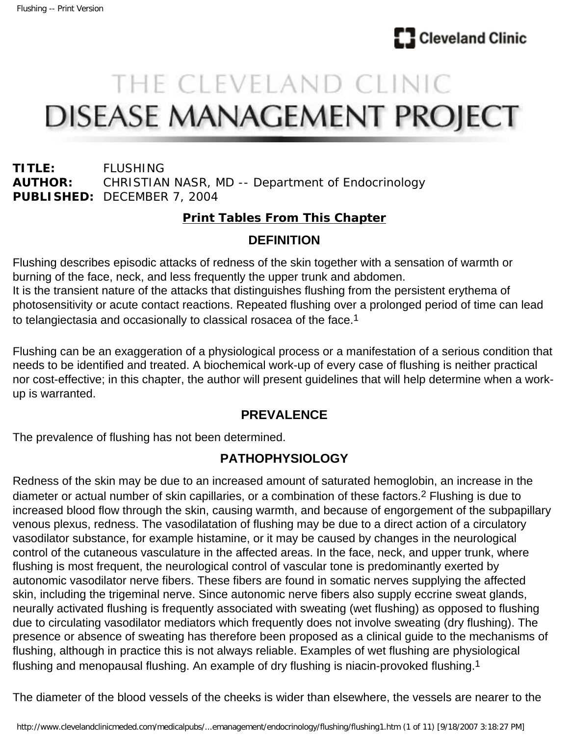# THE CLEVELAND CLINIC DISEASE MANAGEMENT PROJECT

**TITLE:** FLUSHING
**AUTHOR:** CHRISTIAN NASR, MD -- Department of Endocrinology
**PUBLISHED:** DECEMBER 7, 2004

**Print Tables From This Chapter**

## DEFINITION

Flushing describes episodic attacks of redness of the skin together with a sensation of warmth or burning of the face, neck, and less frequently the upper trunk and abdomen.
It is the transient nature of the attacks that distinguishes flushing from the persistent erythema of photosensitivity or acute contact reactions. Repeated flushing over a prolonged period of time can lead to telangiectasia and occasionally to classical rosacea of the face.[1]

Flushing can be an exaggeration of a physiological process or a manifestation of a serious condition that needs to be identified and treated. A biochemical work-up of every case of flushing is neither practical nor cost-effective; in this chapter, the author will present guidelines that will help determine when a work-up is warranted.

## PREVALENCE

The prevalence of flushing has not been determined.

## PATHOPHYSIOLOGY

Redness of the skin may be due to an increased amount of saturated hemoglobin, an increase in the diameter or actual number of skin capillaries, or a combination of these factors.[2] Flushing is due to increased blood flow through the skin, causing warmth, and because of engorgement of the subpapillary venous plexus, redness. The vasodilatation of flushing may be due to a direct action of a circulatory vasodilator substance, for example histamine, or it may be caused by changes in the neurological control of the cutaneous vasculature in the affected areas. In the face, neck, and upper trunk, where flushing is most frequent, the neurological control of vascular tone is predominantly exerted by autonomic vasodilator nerve fibers. These fibers are found in somatic nerves supplying the affected skin, including the trigeminal nerve. Since autonomic nerve fibers also supply eccrine sweat glands, neurally activated flushing is frequently associated with sweating (wet flushing) as opposed to flushing due to circulating vasodilator mediators which frequently does not involve sweating (dry flushing). The presence or absence of sweating has therefore been proposed as a clinical guide to the mechanisms of flushing, although in practice this is not always reliable. Examples of wet flushing are physiological flushing and menopausal flushing. An example of dry flushing is niacin-provoked flushing.[1]

The diameter of the blood vessels of the cheeks is wider than elsewhere, the vessels are nearer to the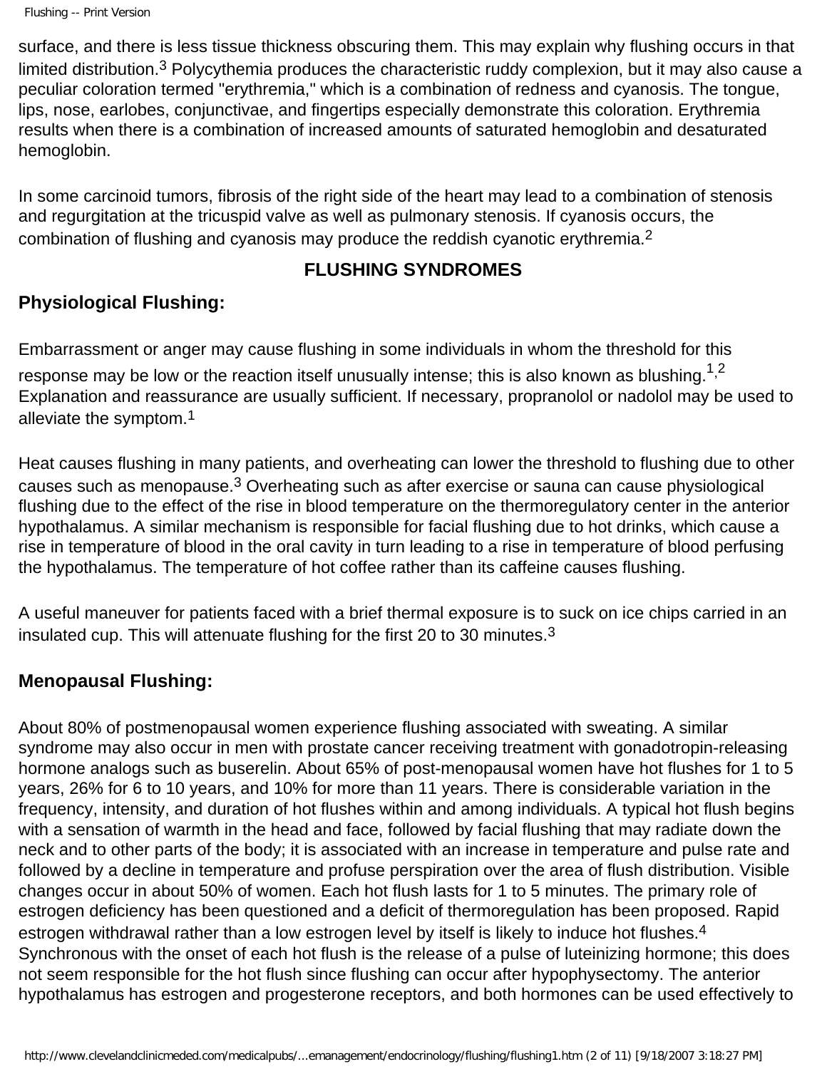surface, and there is less tissue thickness obscuring them. This may explain why flushing occurs in that limited distribution.[3] Polycythemia produces the characteristic ruddy complexion, but it may also cause a peculiar coloration termed "erythremia," which is a combination of redness and cyanosis. The tongue, lips, nose, earlobes, conjunctivae, and fingertips especially demonstrate this coloration. Erythremia results when there is a combination of increased amounts of saturated hemoglobin and desaturated hemoglobin.

In some carcinoid tumors, fibrosis of the right side of the heart may lead to a combination of stenosis and regurgitation at the tricuspid valve as well as pulmonary stenosis. If cyanosis occurs, the combination of flushing and cyanosis may produce the reddish cyanotic erythremia.[2]

## FLUSHING SYNDROMES

### Physiological Flushing:

Embarrassment or anger may cause flushing in some individuals in whom the threshold for this response may be low or the reaction itself unusually intense; this is also known as blushing.[1,2] Explanation and reassurance are usually sufficient. If necessary, propranolol or nadolol may be used to alleviate the symptom.[1]

Heat causes flushing in many patients, and overheating can lower the threshold to flushing due to other causes such as menopause.[3] Overheating such as after exercise or sauna can cause physiological flushing due to the effect of the rise in blood temperature on the thermoregulatory center in the anterior hypothalamus. A similar mechanism is responsible for facial flushing due to hot drinks, which cause a rise in temperature of blood in the oral cavity in turn leading to a rise in temperature of blood perfusing the hypothalamus. The temperature of hot coffee rather than its caffeine causes flushing.

A useful maneuver for patients faced with a brief thermal exposure is to suck on ice chips carried in an insulated cup. This will attenuate flushing for the first 20 to 30 minutes.[3]

### Menopausal Flushing:

About 80% of postmenopausal women experience flushing associated with sweating. A similar syndrome may also occur in men with prostate cancer receiving treatment with gonadotropin-releasing hormone analogs such as buserelin. About 65% of post-menopausal women have hot flushes for 1 to 5 years, 26% for 6 to 10 years, and 10% for more than 11 years. There is considerable variation in the frequency, intensity, and duration of hot flushes within and among individuals. A typical hot flush begins with a sensation of warmth in the head and face, followed by facial flushing that may radiate down the neck and to other parts of the body; it is associated with an increase in temperature and pulse rate and followed by a decline in temperature and profuse perspiration over the area of flush distribution. Visible changes occur in about 50% of women. Each hot flush lasts for 1 to 5 minutes. The primary role of estrogen deficiency has been questioned and a deficit of thermoregulation has been proposed. Rapid estrogen withdrawal rather than a low estrogen level by itself is likely to induce hot flushes.[4] Synchronous with the onset of each hot flush is the release of a pulse of luteinizing hormone; this does not seem responsible for the hot flush since flushing can occur after hypophysectomy. The anterior hypothalamus has estrogen and progesterone receptors, and both hormones can be used effectively to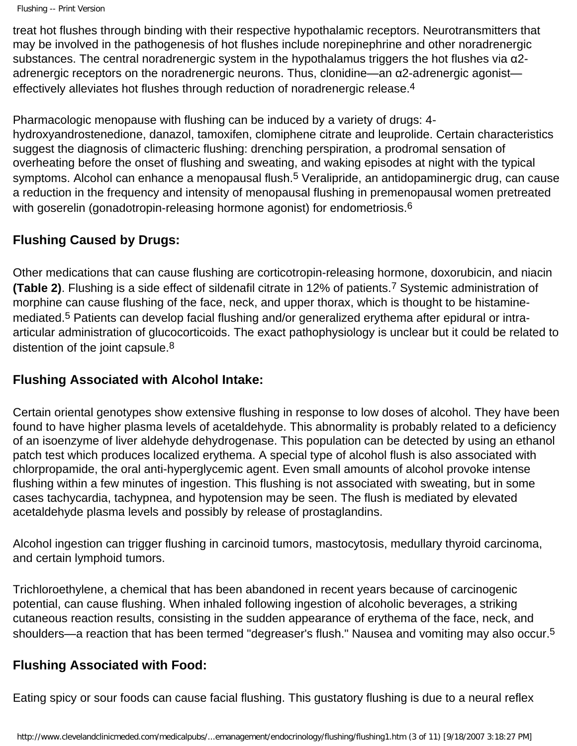treat hot flushes through binding with their respective hypothalamic receptors. Neurotransmitters that may be involved in the pathogenesis of hot flushes include norepinephrine and other noradrenergic substances. The central noradrenergic system in the hypothalamus triggers the hot flushes via α2-adrenergic receptors on the noradrenergic neurons. Thus, clonidine—an α2-adrenergic agonist—effectively alleviates hot flushes through reduction of noradrenergic release.[4]

Pharmacologic menopause with flushing can be induced by a variety of drugs: 4-hydroxyandrostenedione, danazol, tamoxifen, clomiphene citrate and leuprolide. Certain characteristics suggest the diagnosis of climacteric flushing: drenching perspiration, a prodromal sensation of overheating before the onset of flushing and sweating, and waking episodes at night with the typical symptoms. Alcohol can enhance a menopausal flush.[5] Veralipride, an antidopaminergic drug, can cause a reduction in the frequency and intensity of menopausal flushing in premenopausal women pretreated with goserelin (gonadotropin-releasing hormone agonist) for endometriosis.[6]

## Flushing Caused by Drugs:

Other medications that can cause flushing are corticotropin-releasing hormone, doxorubicin, and niacin **(Table 2)**. Flushing is a side effect of sildenafil citrate in 12% of patients.[7] Systemic administration of morphine can cause flushing of the face, neck, and upper thorax, which is thought to be histamine-mediated.[5] Patients can develop facial flushing and/or generalized erythema after epidural or intra-articular administration of glucocorticoids. The exact pathophysiology is unclear but it could be related to distention of the joint capsule.[8]

## Flushing Associated with Alcohol Intake:

Certain oriental genotypes show extensive flushing in response to low doses of alcohol. They have been found to have higher plasma levels of acetaldehyde. This abnormality is probably related to a deficiency of an isoenzyme of liver aldehyde dehydrogenase. This population can be detected by using an ethanol patch test which produces localized erythema. A special type of alcohol flush is also associated with chlorpropamide, the oral anti-hyperglycemic agent. Even small amounts of alcohol provoke intense flushing within a few minutes of ingestion. This flushing is not associated with sweating, but in some cases tachycardia, tachypnea, and hypotension may be seen. The flush is mediated by elevated acetaldehyde plasma levels and possibly by release of prostaglandins.

Alcohol ingestion can trigger flushing in carcinoid tumors, mastocytosis, medullary thyroid carcinoma, and certain lymphoid tumors.

Trichloroethylene, a chemical that has been abandoned in recent years because of carcinogenic potential, can cause flushing. When inhaled following ingestion of alcoholic beverages, a striking cutaneous reaction results, consisting in the sudden appearance of erythema of the face, neck, and shoulders—a reaction that has been termed "degreaser's flush." Nausea and vomiting may also occur.[5]

## Flushing Associated with Food:

Eating spicy or sour foods can cause facial flushing. This gustatory flushing is due to a neural reflex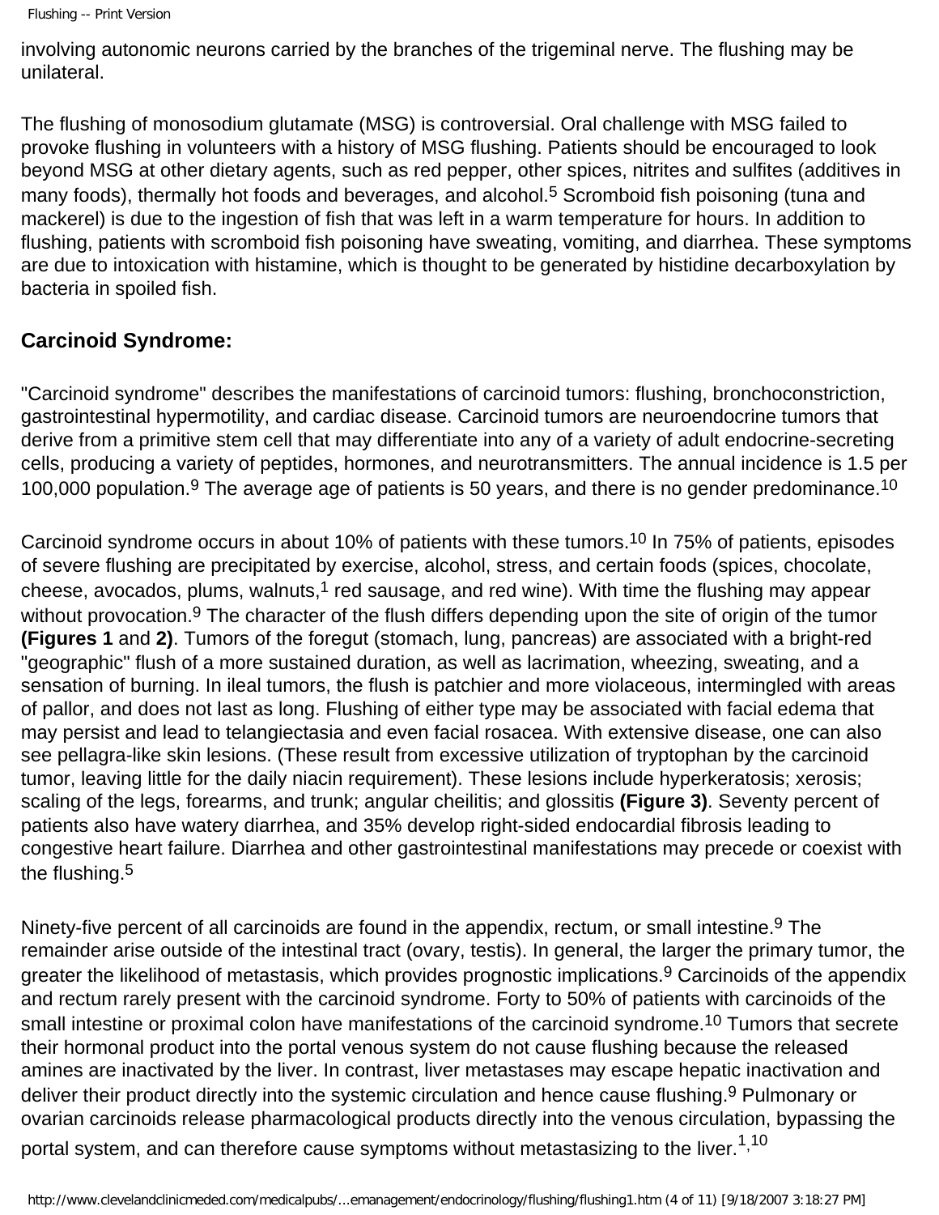involving autonomic neurons carried by the branches of the trigeminal nerve. The flushing may be unilateral.

The flushing of monosodium glutamate (MSG) is controversial. Oral challenge with MSG failed to provoke flushing in volunteers with a history of MSG flushing. Patients should be encouraged to look beyond MSG at other dietary agents, such as red pepper, other spices, nitrites and sulfites (additives in many foods), thermally hot foods and beverages, and alcohol.[5] Scromboid fish poisoning (tuna and mackerel) is due to the ingestion of fish that was left in a warm temperature for hours. In addition to flushing, patients with scromboid fish poisoning have sweating, vomiting, and diarrhea. These symptoms are due to intoxication with histamine, which is thought to be generated by histidine decarboxylation by bacteria in spoiled fish.

## Carcinoid Syndrome:

"Carcinoid syndrome" describes the manifestations of carcinoid tumors: flushing, bronchoconstriction, gastrointestinal hypermotility, and cardiac disease. Carcinoid tumors are neuroendocrine tumors that derive from a primitive stem cell that may differentiate into any of a variety of adult endocrine-secreting cells, producing a variety of peptides, hormones, and neurotransmitters. The annual incidence is 1.5 per 100,000 population.[9] The average age of patients is 50 years, and there is no gender predominance.[10]

Carcinoid syndrome occurs in about 10% of patients with these tumors.[10] In 75% of patients, episodes of severe flushing are precipitated by exercise, alcohol, stress, and certain foods (spices, chocolate, cheese, avocados, plums, walnuts,[1] red sausage, and red wine). With time the flushing may appear without provocation.[9] The character of the flush differs depending upon the site of origin of the tumor **(Figures 1** and **2)**. Tumors of the foregut (stomach, lung, pancreas) are associated with a bright-red "geographic" flush of a more sustained duration, as well as lacrimation, wheezing, sweating, and a sensation of burning. In ileal tumors, the flush is patchier and more violaceous, intermingled with areas of pallor, and does not last as long. Flushing of either type may be associated with facial edema that may persist and lead to telangiectasia and even facial rosacea. With extensive disease, one can also see pellagra-like skin lesions. (These result from excessive utilization of tryptophan by the carcinoid tumor, leaving little for the daily niacin requirement). These lesions include hyperkeratosis; xerosis; scaling of the legs, forearms, and trunk; angular cheilitis; and glossitis **(Figure 3)**. Seventy percent of patients also have watery diarrhea, and 35% develop right-sided endocardial fibrosis leading to congestive heart failure. Diarrhea and other gastrointestinal manifestations may precede or coexist with the flushing.[5]

Ninety-five percent of all carcinoids are found in the appendix, rectum, or small intestine.[9] The remainder arise outside of the intestinal tract (ovary, testis). In general, the larger the primary tumor, the greater the likelihood of metastasis, which provides prognostic implications.[9] Carcinoids of the appendix and rectum rarely present with the carcinoid syndrome. Forty to 50% of patients with carcinoids of the small intestine or proximal colon have manifestations of the carcinoid syndrome.[10] Tumors that secrete their hormonal product into the portal venous system do not cause flushing because the released amines are inactivated by the liver. In contrast, liver metastases may escape hepatic inactivation and deliver their product directly into the systemic circulation and hence cause flushing.[9] Pulmonary or ovarian carcinoids release pharmacological products directly into the venous circulation, bypassing the portal system, and can therefore cause symptoms without metastasizing to the liver.[1,10]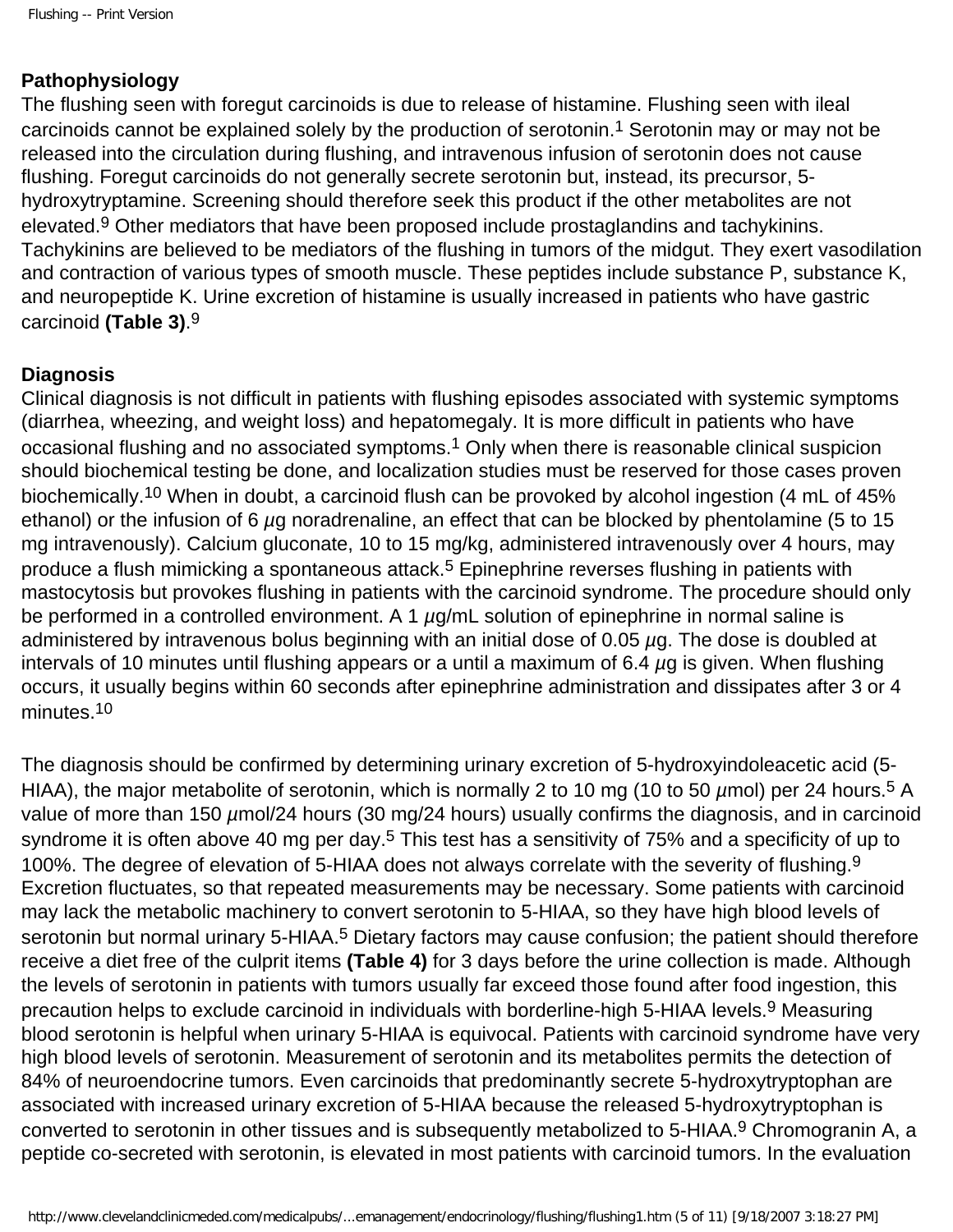**Pathophysiology**

The flushing seen with foregut carcinoids is due to release of histamine. Flushing seen with ileal carcinoids cannot be explained solely by the production of serotonin.[1] Serotonin may or may not be released into the circulation during flushing, and intravenous infusion of serotonin does not cause flushing. Foregut carcinoids do not generally secrete serotonin but, instead, its precursor, 5-hydroxytryptamine. Screening should therefore seek this product if the other metabolites are not elevated.[9] Other mediators that have been proposed include prostaglandins and tachykinins. Tachykinins are believed to be mediators of the flushing in tumors of the midgut. They exert vasodilation and contraction of various types of smooth muscle. These peptides include substance P, substance K, and neuropeptide K. Urine excretion of histamine is usually increased in patients who have gastric carcinoid **(Table 3)**.[9]

**Diagnosis**

Clinical diagnosis is not difficult in patients with flushing episodes associated with systemic symptoms (diarrhea, wheezing, and weight loss) and hepatomegaly. It is more difficult in patients who have occasional flushing and no associated symptoms.[1] Only when there is reasonable clinical suspicion should biochemical testing be done, and localization studies must be reserved for those cases proven biochemically.[10] When in doubt, a carcinoid flush can be provoked by alcohol ingestion (4 mL of 45% ethanol) or the infusion of 6 $\mu$g noradrenaline, an effect that can be blocked by phentolamine (5 to 15 mg intravenously). Calcium gluconate, 10 to 15 mg/kg, administered intravenously over 4 hours, may produce a flush mimicking a spontaneous attack.[5] Epinephrine reverses flushing in patients with mastocytosis but provokes flushing in patients with the carcinoid syndrome. The procedure should only be performed in a controlled environment. A 1 $\mu$g/mL solution of epinephrine in normal saline is administered by intravenous bolus beginning with an initial dose of 0.05 $\mu$g. The dose is doubled at intervals of 10 minutes until flushing appears or a until a maximum of 6.4 $\mu$g is given. When flushing occurs, it usually begins within 60 seconds after epinephrine administration and dissipates after 3 or 4 minutes.[10]

The diagnosis should be confirmed by determining urinary excretion of 5-hydroxyindoleacetic acid (5-HIAA), the major metabolite of serotonin, which is normally 2 to 10 mg (10 to 50 $\mu$mol) per 24 hours.[5] A value of more than 150 $\mu$mol/24 hours (30 mg/24 hours) usually confirms the diagnosis, and in carcinoid syndrome it is often above 40 mg per day.[5] This test has a sensitivity of 75% and a specificity of up to 100%. The degree of elevation of 5-HIAA does not always correlate with the severity of flushing.[9] Excretion fluctuates, so that repeated measurements may be necessary. Some patients with carcinoid may lack the metabolic machinery to convert serotonin to 5-HIAA, so they have high blood levels of serotonin but normal urinary 5-HIAA.[5] Dietary factors may cause confusion; the patient should therefore receive a diet free of the culprit items **(Table 4)** for 3 days before the urine collection is made. Although the levels of serotonin in patients with tumors usually far exceed those found after food ingestion, this precaution helps to exclude carcinoid in individuals with borderline-high 5-HIAA levels.[9] Measuring blood serotonin is helpful when urinary 5-HIAA is equivocal. Patients with carcinoid syndrome have very high blood levels of serotonin. Measurement of serotonin and its metabolites permits the detection of 84% of neuroendocrine tumors. Even carcinoids that predominantly secrete 5-hydroxytryptophan are associated with increased urinary excretion of 5-HIAA because the released 5-hydroxytryptophan is converted to serotonin in other tissues and is subsequently metabolized to 5-HIAA.[9] Chromogranin A, a peptide co-secreted with serotonin, is elevated in most patients with carcinoid tumors. In the evaluation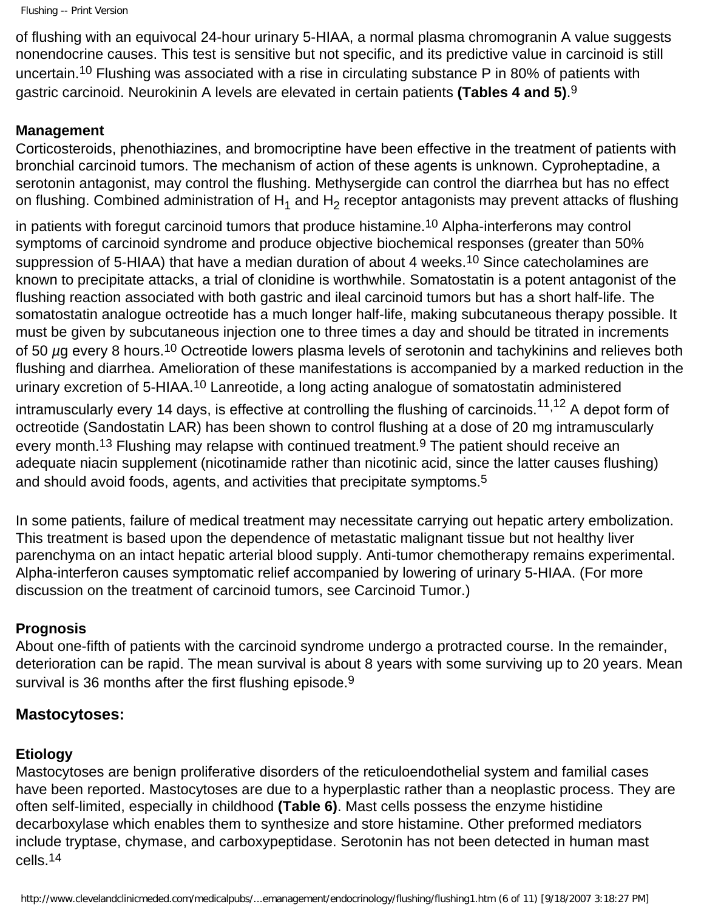of flushing with an equivocal 24-hour urinary 5-HIAA, a normal plasma chromogranin A value suggests nonendocrine causes. This test is sensitive but not specific, and its predictive value in carcinoid is still uncertain.[10] Flushing was associated with a rise in circulating substance P in 80% of patients with gastric carcinoid. Neurokinin A levels are elevated in certain patients **(Tables 4 and 5)**.[9]

**Management**

Corticosteroids, phenothiazines, and bromocriptine have been effective in the treatment of patients with bronchial carcinoid tumors. The mechanism of action of these agents is unknown. Cyproheptadine, a serotonin antagonist, may control the flushing. Methysergide can control the diarrhea but has no effect on flushing. Combined administration of $H_1$ and $H_2$ receptor antagonists may prevent attacks of flushing in patients with foregut carcinoid tumors that produce histamine.[10] Alpha-interferons may control symptoms of carcinoid syndrome and produce objective biochemical responses (greater than 50% suppression of 5-HIAA) that have a median duration of about 4 weeks.[10] Since catecholamines are known to precipitate attacks, a trial of clonidine is worthwhile. Somatostatin is a potent antagonist of the flushing reaction associated with both gastric and ileal carcinoid tumors but has a short half-life. The somatostatin analogue octreotide has a much longer half-life, making subcutaneous therapy possible. It must be given by subcutaneous injection one to three times a day and should be titrated in increments of 50 $\mu$g every 8 hours.[10] Octreotide lowers plasma levels of serotonin and tachykinins and relieves both flushing and diarrhea. Amelioration of these manifestations is accompanied by a marked reduction in the urinary excretion of 5-HIAA.[10] Lanreotide, a long acting analogue of somatostatin administered intramuscularly every 14 days, is effective at controlling the flushing of carcinoids.[11,12] A depot form of octreotide (Sandostatin LAR) has been shown to control flushing at a dose of 20 mg intramuscularly every month.[13] Flushing may relapse with continued treatment.[9] The patient should receive an adequate niacin supplement (nicotinamide rather than nicotinic acid, since the latter causes flushing) and should avoid foods, agents, and activities that precipitate symptoms.[5]

In some patients, failure of medical treatment may necessitate carrying out hepatic artery embolization. This treatment is based upon the dependence of metastatic malignant tissue but not healthy liver parenchyma on an intact hepatic arterial blood supply. Anti-tumor chemotherapy remains experimental. Alpha-interferon causes symptomatic relief accompanied by lowering of urinary 5-HIAA. (For more discussion on the treatment of carcinoid tumors, see Carcinoid Tumor.)

**Prognosis**

About one-fifth of patients with the carcinoid syndrome undergo a protracted course. In the remainder, deterioration can be rapid. The mean survival is about 8 years with some surviving up to 20 years. Mean survival is 36 months after the first flushing episode.[9]

## Mastocytoses:

**Etiology**

Mastocytoses are benign proliferative disorders of the reticuloendothelial system and familial cases have been reported. Mastocytoses are due to a hyperplastic rather than a neoplastic process. They are often self-limited, especially in childhood **(Table 6)**. Mast cells possess the enzyme histidine decarboxylase which enables them to synthesize and store histamine. Other preformed mediators include tryptase, chymase, and carboxypeptidase. Serotonin has not been detected in human mast cells.[14]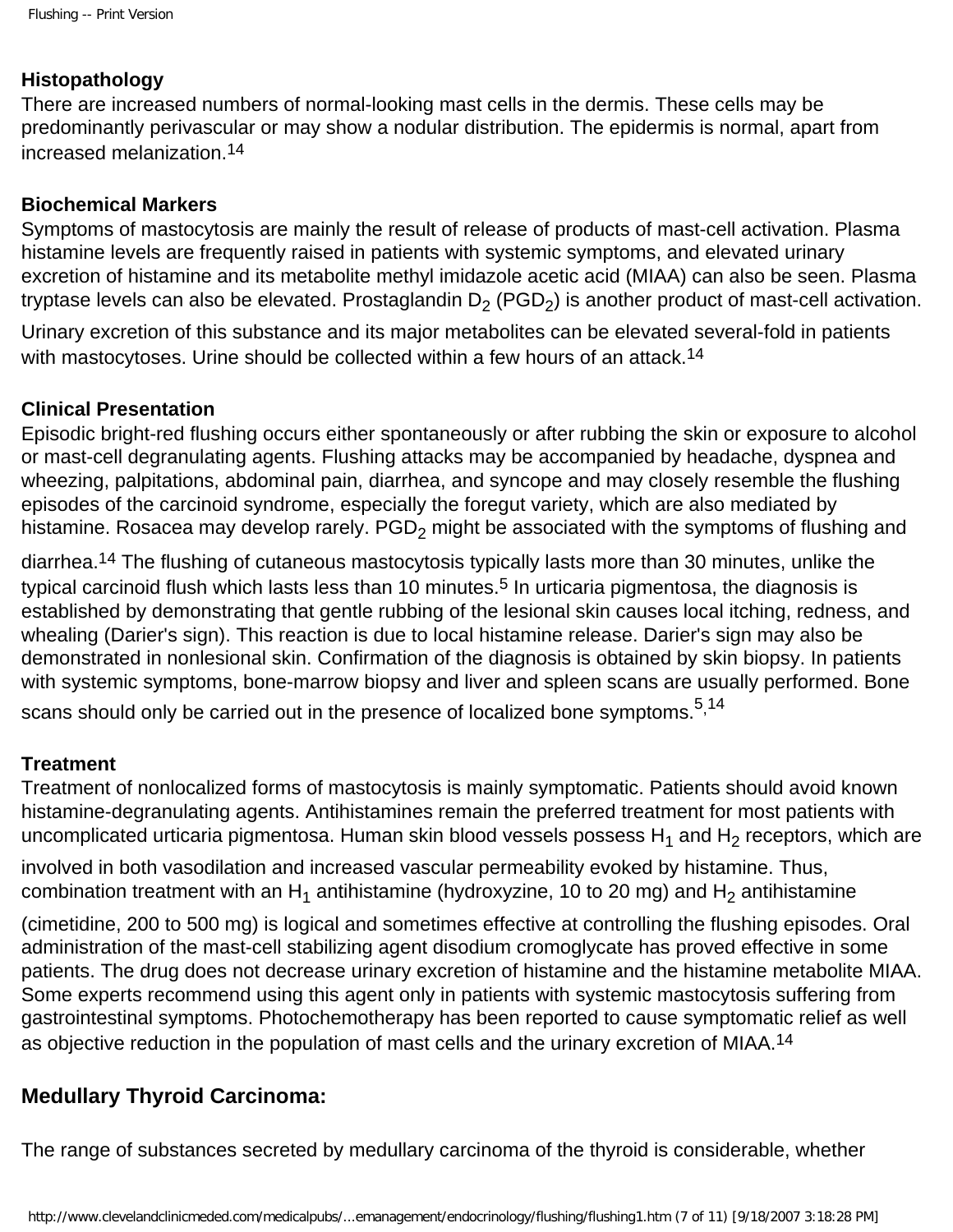**Histopathology**
There are increased numbers of normal-looking mast cells in the dermis. These cells may be predominantly perivascular or may show a nodular distribution. The epidermis is normal, apart from increased melanization.[14]

**Biochemical Markers**
Symptoms of mastocytosis are mainly the result of release of products of mast-cell activation. Plasma histamine levels are frequently raised in patients with systemic symptoms, and elevated urinary excretion of histamine and its metabolite methyl imidazole acetic acid (MIAA) can also be seen. Plasma tryptase levels can also be elevated. Prostaglandin $D_2$ ($PGD_2$) is another product of mast-cell activation. Urinary excretion of this substance and its major metabolites can be elevated several-fold in patients with mastocytoses. Urine should be collected within a few hours of an attack.[14]

**Clinical Presentation**
Episodic bright-red flushing occurs either spontaneously or after rubbing the skin or exposure to alcohol or mast-cell degranulating agents. Flushing attacks may be accompanied by headache, dyspnea and wheezing, palpitations, abdominal pain, diarrhea, and syncope and may closely resemble the flushing episodes of the carcinoid syndrome, especially the foregut variety, which are also mediated by histamine. Rosacea may develop rarely. $PGD_2$ might be associated with the symptoms of flushing and diarrhea.[14] The flushing of cutaneous mastocytosis typically lasts more than 30 minutes, unlike the typical carcinoid flush which lasts less than 10 minutes.[5] In urticaria pigmentosa, the diagnosis is established by demonstrating that gentle rubbing of the lesional skin causes local itching, redness, and whealing (Darier's sign). This reaction is due to local histamine release. Darier's sign may also be demonstrated in nonlesional skin. Confirmation of the diagnosis is obtained by skin biopsy. In patients with systemic symptoms, bone-marrow biopsy and liver and spleen scans are usually performed. Bone scans should only be carried out in the presence of localized bone symptoms.[5,14]

**Treatment**
Treatment of nonlocalized forms of mastocytosis is mainly symptomatic. Patients should avoid known histamine-degranulating agents. Antihistamines remain the preferred treatment for most patients with uncomplicated urticaria pigmentosa. Human skin blood vessels possess $H_1$ and $H_2$ receptors, which are involved in both vasodilation and increased vascular permeability evoked by histamine. Thus, combination treatment with an $H_1$ antihistamine (hydroxyzine, 10 to 20 mg) and $H_2$ antihistamine (cimetidine, 200 to 500 mg) is logical and sometimes effective at controlling the flushing episodes. Oral administration of the mast-cell stabilizing agent disodium cromoglycate has proved effective in some patients. The drug does not decrease urinary excretion of histamine and the histamine metabolite MIAA. Some experts recommend using this agent only in patients with systemic mastocytosis suffering from gastrointestinal symptoms. Photochemotherapy has been reported to cause symptomatic relief as well as objective reduction in the population of mast cells and the urinary excretion of MIAA.[14]

## Medullary Thyroid Carcinoma:

The range of substances secreted by medullary carcinoma of the thyroid is considerable, whether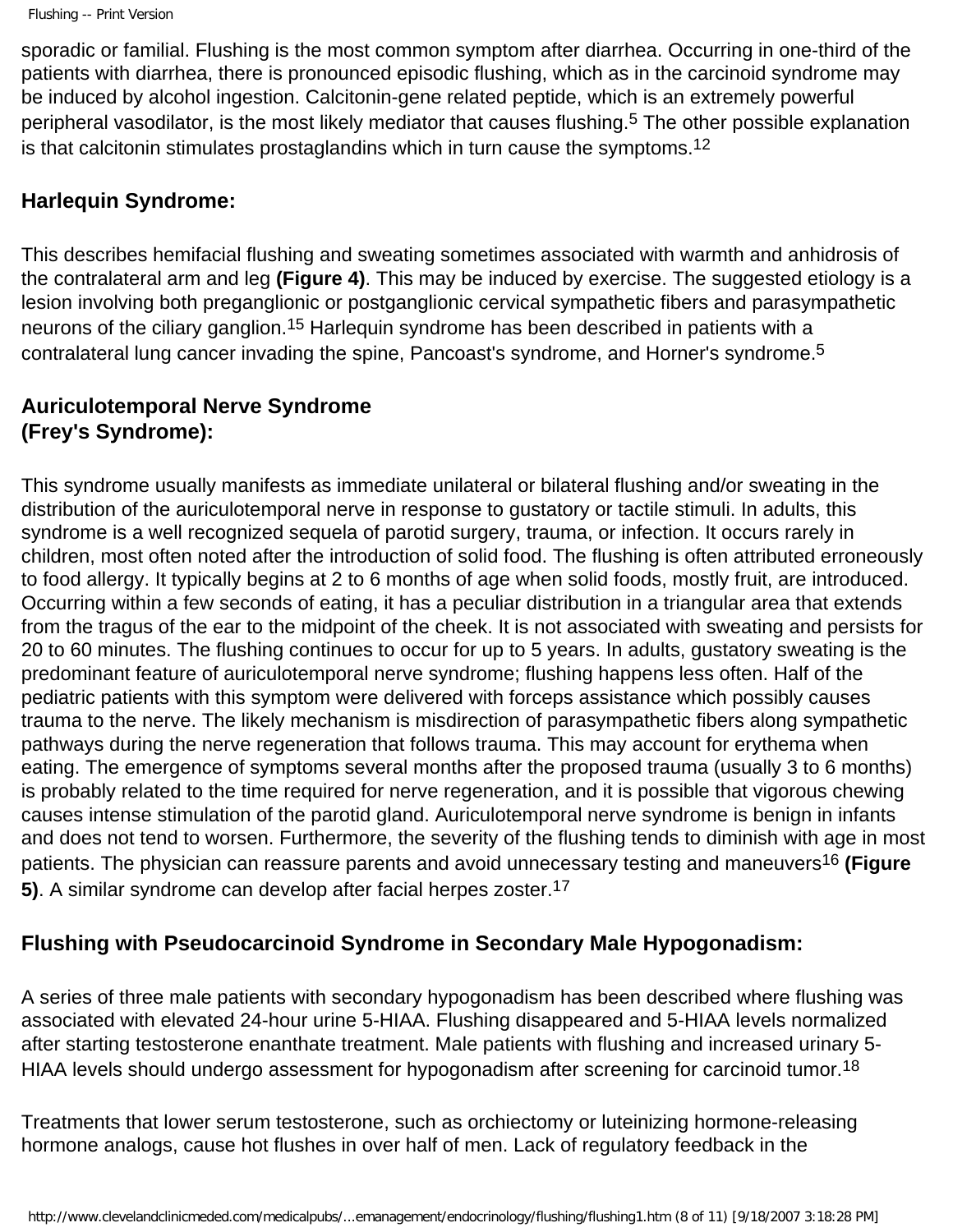sporadic or familial. Flushing is the most common symptom after diarrhea. Occurring in one-third of the patients with diarrhea, there is pronounced episodic flushing, which as in the carcinoid syndrome may be induced by alcohol ingestion. Calcitonin-gene related peptide, which is an extremely powerful peripheral vasodilator, is the most likely mediator that causes flushing.[5] The other possible explanation is that calcitonin stimulates prostaglandins which in turn cause the symptoms.[12]

### Harlequin Syndrome:

This describes hemifacial flushing and sweating sometimes associated with warmth and anhidrosis of the contralateral arm and leg **(Figure 4)**. This may be induced by exercise. The suggested etiology is a lesion involving both preganglionic or postganglionic cervical sympathetic fibers and parasympathetic neurons of the ciliary ganglion.[15] Harlequin syndrome has been described in patients with a contralateral lung cancer invading the spine, Pancoast's syndrome, and Horner's syndrome.[5]

### Auriculotemporal Nerve Syndrome (Frey's Syndrome):

This syndrome usually manifests as immediate unilateral or bilateral flushing and/or sweating in the distribution of the auriculotemporal nerve in response to gustatory or tactile stimuli. In adults, this syndrome is a well recognized sequela of parotid surgery, trauma, or infection. It occurs rarely in children, most often noted after the introduction of solid food. The flushing is often attributed erroneously to food allergy. It typically begins at 2 to 6 months of age when solid foods, mostly fruit, are introduced. Occurring within a few seconds of eating, it has a peculiar distribution in a triangular area that extends from the tragus of the ear to the midpoint of the cheek. It is not associated with sweating and persists for 20 to 60 minutes. The flushing continues to occur for up to 5 years. In adults, gustatory sweating is the predominant feature of auriculotemporal nerve syndrome; flushing happens less often. Half of the pediatric patients with this symptom were delivered with forceps assistance which possibly causes trauma to the nerve. The likely mechanism is misdirection of parasympathetic fibers along sympathetic pathways during the nerve regeneration that follows trauma. This may account for erythema when eating. The emergence of symptoms several months after the proposed trauma (usually 3 to 6 months) is probably related to the time required for nerve regeneration, and it is possible that vigorous chewing causes intense stimulation of the parotid gland. Auriculotemporal nerve syndrome is benign in infants and does not tend to worsen. Furthermore, the severity of the flushing tends to diminish with age in most patients. The physician can reassure parents and avoid unnecessary testing and maneuvers[16] **(Figure 5)**. A similar syndrome can develop after facial herpes zoster.[17]

### Flushing with Pseudocarcinoid Syndrome in Secondary Male Hypogonadism:

A series of three male patients with secondary hypogonadism has been described where flushing was associated with elevated 24-hour urine 5-HIAA. Flushing disappeared and 5-HIAA levels normalized after starting testosterone enanthate treatment. Male patients with flushing and increased urinary 5-HIAA levels should undergo assessment for hypogonadism after screening for carcinoid tumor.[18]

Treatments that lower serum testosterone, such as orchiectomy or luteinizing hormone-releasing hormone analogs, cause hot flushes in over half of men. Lack of regulatory feedback in the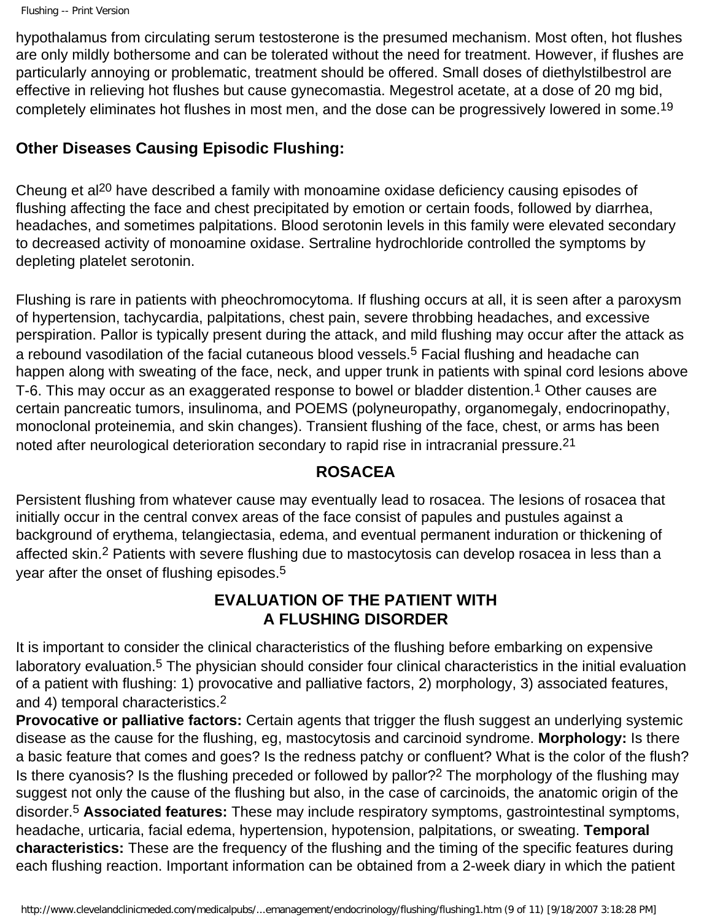hypothalamus from circulating serum testosterone is the presumed mechanism. Most often, hot flushes are only mildly bothersome and can be tolerated without the need for treatment. However, if flushes are particularly annoying or problematic, treatment should be offered. Small doses of diethylstilbestrol are effective in relieving hot flushes but cause gynecomastia. Megestrol acetate, at a dose of 20 mg bid, completely eliminates hot flushes in most men, and the dose can be progressively lowered in some.[19]

### Other Diseases Causing Episodic Flushing:

Cheung et al[20] have described a family with monoamine oxidase deficiency causing episodes of flushing affecting the face and chest precipitated by emotion or certain foods, followed by diarrhea, headaches, and sometimes palpitations. Blood serotonin levels in this family were elevated secondary to decreased activity of monoamine oxidase. Sertraline hydrochloride controlled the symptoms by depleting platelet serotonin.

Flushing is rare in patients with pheochromocytoma. If flushing occurs at all, it is seen after a paroxysm of hypertension, tachycardia, palpitations, chest pain, severe throbbing headaches, and excessive perspiration. Pallor is typically present during the attack, and mild flushing may occur after the attack as a rebound vasodilation of the facial cutaneous blood vessels.[5] Facial flushing and headache can happen along with sweating of the face, neck, and upper trunk in patients with spinal cord lesions above T-6. This may occur as an exaggerated response to bowel or bladder distention.[1] Other causes are certain pancreatic tumors, insulinoma, and POEMS (polyneuropathy, organomegaly, endocrinopathy, monoclonal proteinemia, and skin changes). Transient flushing of the face, chest, or arms has been noted after neurological deterioration secondary to rapid rise in intracranial pressure.[21]

## ROSACEA

Persistent flushing from whatever cause may eventually lead to rosacea. The lesions of rosacea that initially occur in the central convex areas of the face consist of papules and pustules against a background of erythema, telangiectasia, edema, and eventual permanent induration or thickening of affected skin.[2] Patients with severe flushing due to mastocytosis can develop rosacea in less than a year after the onset of flushing episodes.[5]

## EVALUATION OF THE PATIENT WITH A FLUSHING DISORDER

It is important to consider the clinical characteristics of the flushing before embarking on expensive laboratory evaluation.[5] The physician should consider four clinical characteristics in the initial evaluation of a patient with flushing: 1) provocative and palliative factors, 2) morphology, 3) associated features, and 4) temporal characteristics.[2]

**Provocative or palliative factors:** Certain agents that trigger the flush suggest an underlying systemic disease as the cause for the flushing, eg, mastocytosis and carcinoid syndrome. **Morphology:** Is there a basic feature that comes and goes? Is the redness patchy or confluent? What is the color of the flush? Is there cyanosis? Is the flushing preceded or followed by pallor?[2] The morphology of the flushing may suggest not only the cause of the flushing but also, in the case of carcinoids, the anatomic origin of the disorder.[5] **Associated features:** These may include respiratory symptoms, gastrointestinal symptoms, headache, urticaria, facial edema, hypertension, hypotension, palpitations, or sweating. **Temporal characteristics:** These are the frequency of the flushing and the timing of the specific features during each flushing reaction. Important information can be obtained from a 2-week diary in which the patient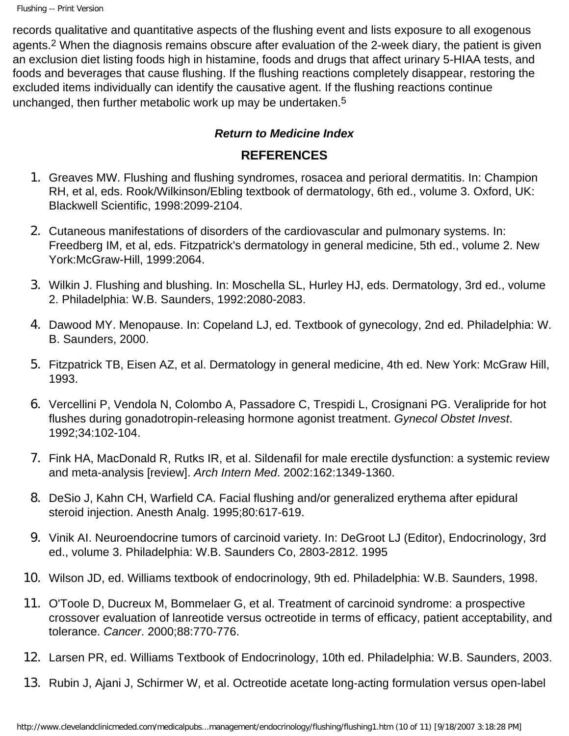records qualitative and quantitative aspects of the flushing event and lists exposure to all exogenous agents.[2] When the diagnosis remains obscure after evaluation of the 2-week diary, the patient is given an exclusion diet listing foods high in histamine, foods and drugs that affect urinary 5-HIAA tests, and foods and beverages that cause flushing. If the flushing reactions completely disappear, restoring the excluded items individually can identify the causative agent. If the flushing reactions continue unchanged, then further metabolic work up may be undertaken.[5]

***Return to Medicine Index***

## REFERENCES

1. Greaves MW. Flushing and flushing syndromes, rosacea and perioral dermatitis. In: Champion RH, et al, eds. Rook/Wilkinson/Ebling textbook of dermatology, 6th ed., volume 3. Oxford, UK: Blackwell Scientific, 1998:2099-2104.
2. Cutaneous manifestations of disorders of the cardiovascular and pulmonary systems. In: Freedberg IM, et al, eds. Fitzpatrick's dermatology in general medicine, 5th ed., volume 2. New York:McGraw-Hill, 1999:2064.
3. Wilkin J. Flushing and blushing. In: Moschella SL, Hurley HJ, eds. Dermatology, 3rd ed., volume 2. Philadelphia: W.B. Saunders, 1992:2080-2083.
4. Dawood MY. Menopause. In: Copeland LJ, ed. Textbook of gynecology, 2nd ed. Philadelphia: W. B. Saunders, 2000.
5. Fitzpatrick TB, Eisen AZ, et al. Dermatology in general medicine, 4th ed. New York: McGraw Hill, 1993.
6. Vercellini P, Vendola N, Colombo A, Passadore C, Trespidi L, Crosignani PG. Veralipride for hot flushes during gonadotropin-releasing hormone agonist treatment. *Gynecol Obstet Invest*. 1992;34:102-104.
7. Fink HA, MacDonald R, Rutks IR, et al. Sildenafil for male erectile dysfunction: a systemic review and meta-analysis [review]. *Arch Intern Med*. 2002:162:1349-1360.
8. DeSio J, Kahn CH, Warfield CA. Facial flushing and/or generalized erythema after epidural steroid injection. Anesth Analg. 1995;80:617-619.
9. Vinik AI. Neuroendocrine tumors of carcinoid variety. In: DeGroot LJ (Editor), Endocrinology, 3rd ed., volume 3. Philadelphia: W.B. Saunders Co, 2803-2812. 1995
10. Wilson JD, ed. Williams textbook of endocrinology, 9th ed. Philadelphia: W.B. Saunders, 1998.
11. O'Toole D, Ducreux M, Bommelaer G, et al. Treatment of carcinoid syndrome: a prospective crossover evaluation of lanreotide versus octreotide in terms of efficacy, patient acceptability, and tolerance. *Cancer*. 2000;88:770-776.
12. Larsen PR, ed. Williams Textbook of Endocrinology, 10th ed. Philadelphia: W.B. Saunders, 2003.
13. Rubin J, Ajani J, Schirmer W, et al. Octreotide acetate long-acting formulation versus open-label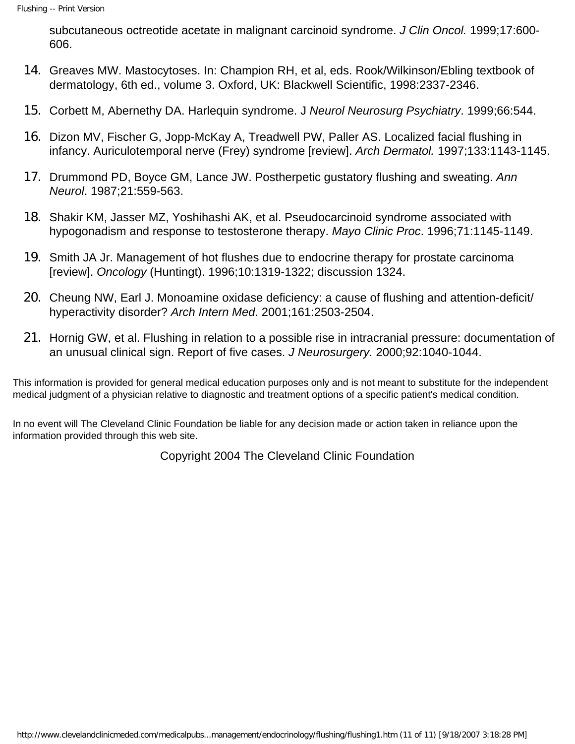subcutaneous octreotide acetate in malignant carcinoid syndrome. *J Clin Oncol.* 1999;17:600-606.

14. Greaves MW. Mastocytoses. In: Champion RH, et al, eds. Rook/Wilkinson/Ebling textbook of dermatology, 6th ed., volume 3. Oxford, UK: Blackwell Scientific, 1998:2337-2346.
15. Corbett M, Abernethy DA. Harlequin syndrome. J *Neurol Neurosurg Psychiatry*. 1999;66:544.
16. Dizon MV, Fischer G, Jopp-McKay A, Treadwell PW, Paller AS. Localized facial flushing in infancy. Auriculotemporal nerve (Frey) syndrome [review]. *Arch Dermatol.* 1997;133:1143-1145.
17. Drummond PD, Boyce GM, Lance JW. Postherpetic gustatory flushing and sweating. *Ann Neurol*. 1987;21:559-563.
18. Shakir KM, Jasser MZ, Yoshihashi AK, et al. Pseudocarcinoid syndrome associated with hypogonadism and response to testosterone therapy. *Mayo Clinic Proc*. 1996;71:1145-1149.
19. Smith JA Jr. Management of hot flushes due to endocrine therapy for prostate carcinoma [review]. *Oncology* (Huntingt). 1996;10:1319-1322; discussion 1324.
20. Cheung NW, Earl J. Monoamine oxidase deficiency: a cause of flushing and attention-deficit/hyperactivity disorder? *Arch Intern Med*. 2001;161:2503-2504.
21. Hornig GW, et al. Flushing in relation to a possible rise in intracranial pressure: documentation of an unusual clinical sign. Report of five cases. *J Neurosurgery.* 2000;92:1040-1044.

This information is provided for general medical education purposes only and is not meant to substitute for the independent medical judgment of a physician relative to diagnostic and treatment options of a specific patient's medical condition.

In no event will The Cleveland Clinic Foundation be liable for any decision made or action taken in reliance upon the information provided through this web site.

Copyright 2004 The Cleveland Clinic Foundation